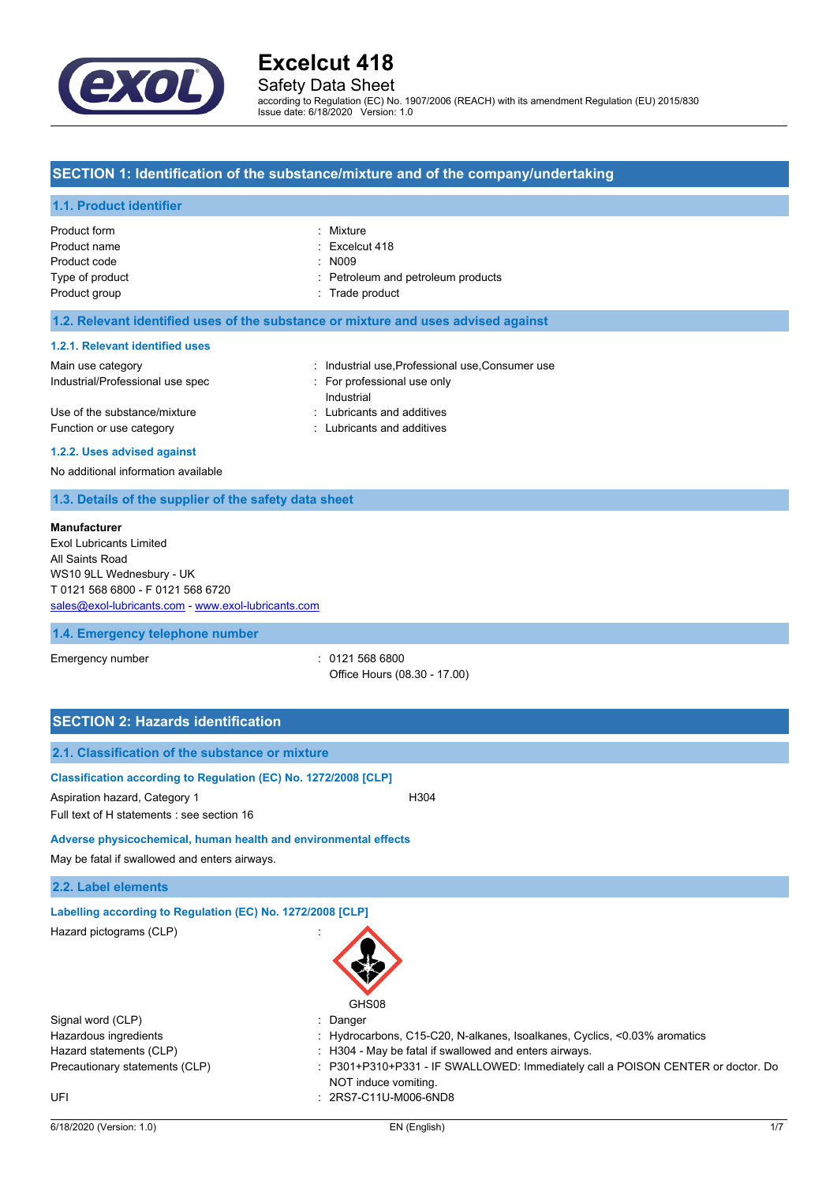# Excelcut 418

Safety Data Sheet

according to Regulation (EC) No. 1907/2006 (REACH) with its amendment Regulation (EU) 2015/830
Issue date: 6/18/2020 Version: 1.0

## SECTION 1: Identification of the substance/mixture and of the company/undertaking

### 1.1. Product identifier

| | |
|---|---|
| Product form | : Mixture |
| Product name | : Excelcut 418 |
| Product code | : N009 |
| Type of product | : Petroleum and petroleum products |
| Product group | : Trade product |

### 1.2. Relevant identified uses of the substance or mixture and uses advised against

#### 1.2.1. Relevant identified uses

| | |
|---|---|
| Main use category | : Industrial use,Professional use,Consumer use |
| Industrial/Professional use spec | : For professional use only<br>Industrial |
| Use of the substance/mixture | : Lubricants and additives |
| Function or use category | : Lubricants and additives |

#### 1.2.2. Uses advised against

No additional information available

### 1.3. Details of the supplier of the safety data sheet

**Manufacturer**
Exol Lubricants Limited
All Saints Road
WS10 9LL Wednesbury - UK
T 0121 568 6800 - F 0121 568 6720
sales@exol-lubricants.com - www.exol-lubricants.com

### 1.4. Emergency telephone number

| | |
|---|---|
| Emergency number | : 0121 568 6800<br>Office Hours (08.30 - 17.00) |

## SECTION 2: Hazards identification

### 2.1. Classification of the substance or mixture

#### Classification according to Regulation (EC) No. 1272/2008 [CLP]

Aspiration hazard, Category 1 H304

Full text of H statements : see section 16

#### Adverse physicochemical, human health and environmental effects

May be fatal if swallowed and enters airways.

### 2.2. Label elements

#### Labelling according to Regulation (EC) No. 1272/2008 [CLP]

| | |
|---|---|
| Hazard pictograms (CLP) | : GHS08 |
| Signal word (CLP) | : Danger |
| Hazardous ingredients | : Hydrocarbons, C15-C20, N-alkanes, Isoalkanes, Cyclics, <0.03% aromatics |
| Hazard statements (CLP) | : H304 - May be fatal if swallowed and enters airways. |
| Precautionary statements (CLP) | : P301+P310+P331 - IF SWALLOWED: Immediately call a POISON CENTER or doctor. Do NOT induce vomiting. |
| UFI | : 2RS7-C11U-M006-6ND8 |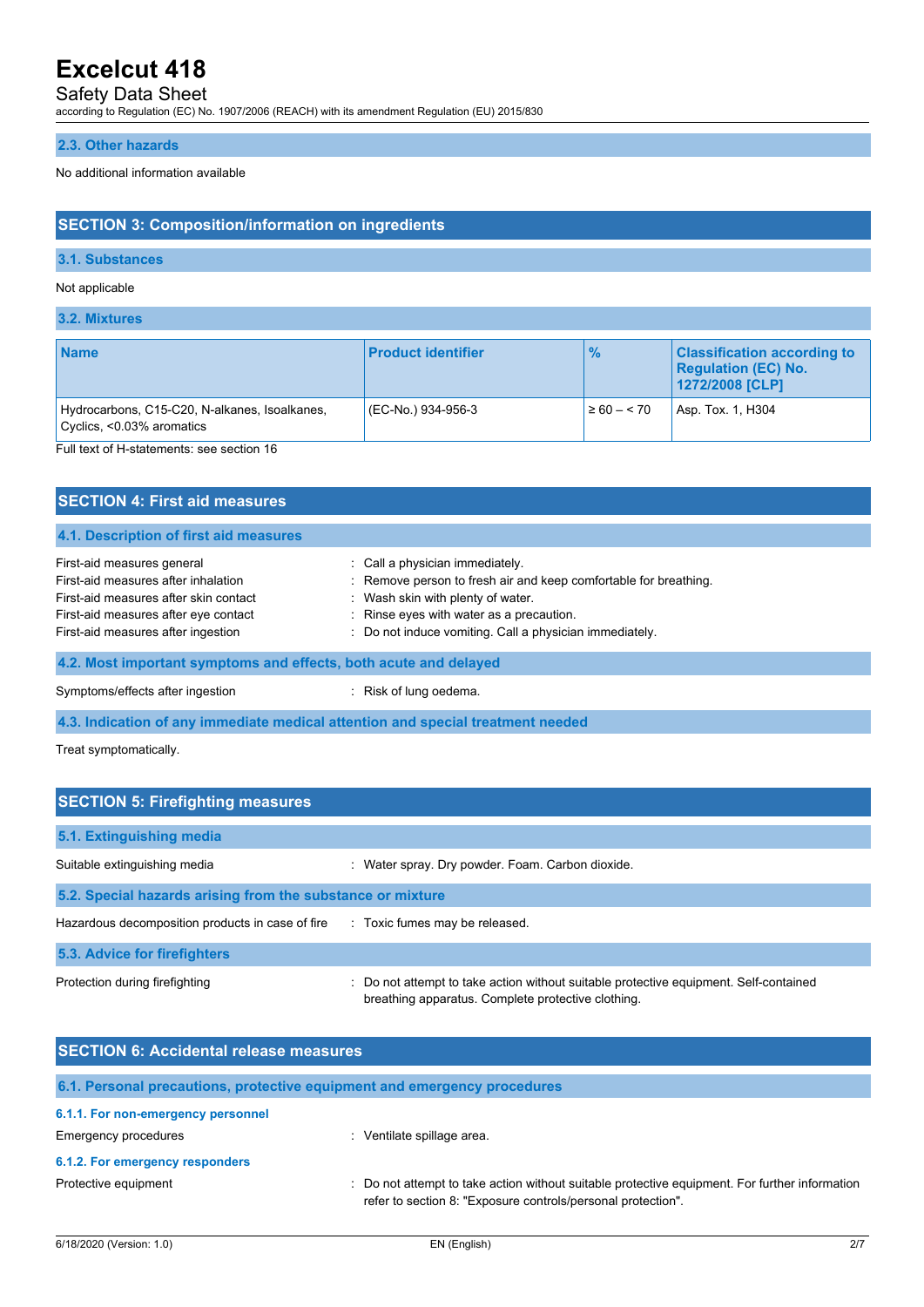### 2.3. Other hazards

No additional information available

## SECTION 3: Composition/information on ingredients

### 3.1. Substances

Not applicable

### 3.2. Mixtures

| Name | Product identifier | % | Classification according to Regulation (EC) No. 1272/2008 [CLP] |
|---|---|---|---|
| Hydrocarbons, C15-C20, N-alkanes, Isoalkanes, Cyclics, <0.03% aromatics | (EC-No.) 934-956-3 | ≥ 60 – < 70 | Asp. Tox. 1, H304 |

Full text of H-statements: see section 16

## SECTION 4: First aid measures

### 4.1. Description of first aid measures

First-aid measures general : Call a physician immediately.
First-aid measures after inhalation : Remove person to fresh air and keep comfortable for breathing.
First-aid measures after skin contact : Wash skin with plenty of water.
First-aid measures after eye contact : Rinse eyes with water as a precaution.
First-aid measures after ingestion : Do not induce vomiting. Call a physician immediately.

### 4.2. Most important symptoms and effects, both acute and delayed

Symptoms/effects after ingestion : Risk of lung oedema.

### 4.3. Indication of any immediate medical attention and special treatment needed

Treat symptomatically.

## SECTION 5: Firefighting measures

### 5.1. Extinguishing media

Suitable extinguishing media : Water spray. Dry powder. Foam. Carbon dioxide.

### 5.2. Special hazards arising from the substance or mixture

Hazardous decomposition products in case of fire : Toxic fumes may be released.

### 5.3. Advice for firefighters

Protection during firefighting : Do not attempt to take action without suitable protective equipment. Self-contained breathing apparatus. Complete protective clothing.

## SECTION 6: Accidental release measures

### 6.1. Personal precautions, protective equipment and emergency procedures

#### 6.1.1. For non-emergency personnel

Emergency procedures : Ventilate spillage area.

#### 6.1.2. For emergency responders

Protective equipment : Do not attempt to take action without suitable protective equipment. For further information refer to section 8: "Exposure controls/personal protection".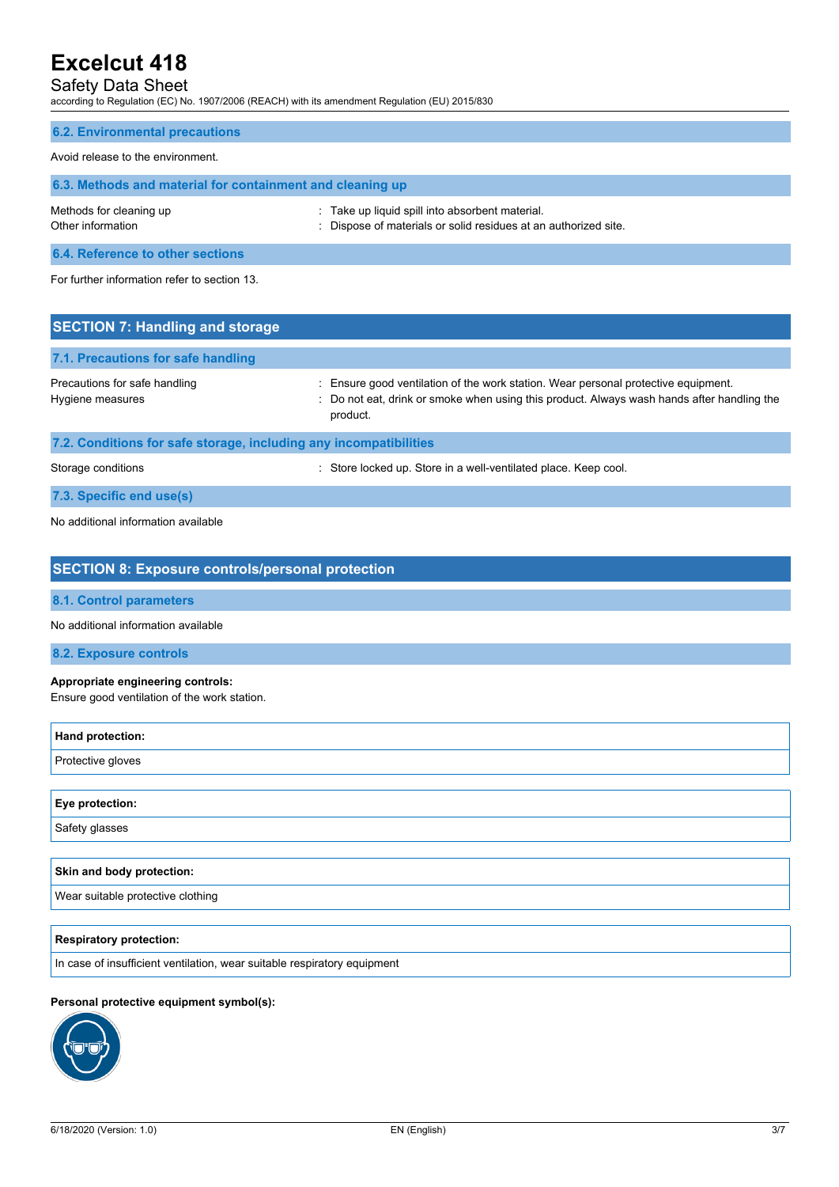### 6.2. Environmental precautions

Avoid release to the environment.

### 6.3. Methods and material for containment and cleaning up

| | |
|---|---|
| Methods for cleaning up | : Take up liquid spill into absorbent material. |
| Other information | : Dispose of materials or solid residues at an authorized site. |

### 6.4. Reference to other sections

For further information refer to section 13.

## SECTION 7: Handling and storage

### 7.1. Precautions for safe handling

| | |
|---|---|
| Precautions for safe handling | : Ensure good ventilation of the work station. Wear personal protective equipment. |
| Hygiene measures | : Do not eat, drink or smoke when using this product. Always wash hands after handling the product. |

### 7.2. Conditions for safe storage, including any incompatibilities

| | |
|---|---|
| Storage conditions | : Store locked up. Store in a well-ventilated place. Keep cool. |

### 7.3. Specific end use(s)

No additional information available

## SECTION 8: Exposure controls/personal protection

### 8.1. Control parameters

No additional information available

### 8.2. Exposure controls

**Appropriate engineering controls:**
Ensure good ventilation of the work station.

| Hand protection: |
|---|
| Protective gloves |

| Eye protection: |
|---|
| Safety glasses |

| Skin and body protection: |
|---|
| Wear suitable protective clothing |

| Respiratory protection: |
|---|
| In case of insufficient ventilation, wear suitable respiratory equipment |

**Personal protective equipment symbol(s):**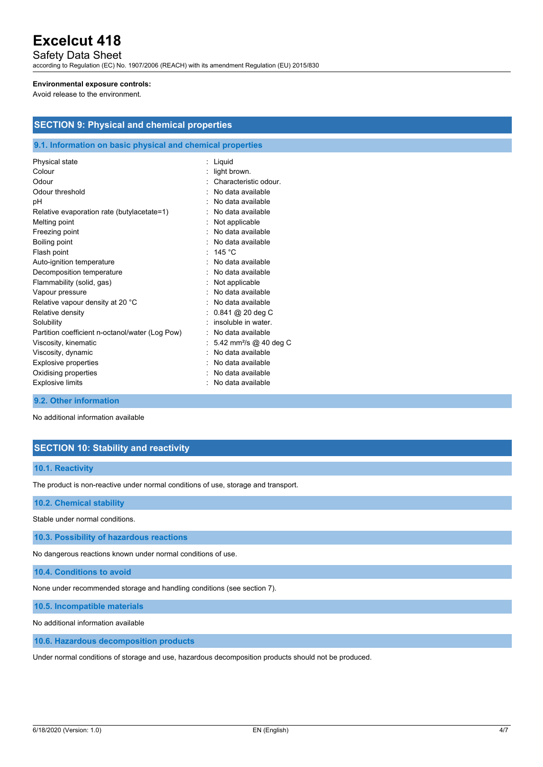**Environmental exposure controls:**

Avoid release to the environment.

## SECTION 9: Physical and chemical properties

### 9.1. Information on basic physical and chemical properties

| Property | Value |
|---|---|
| Physical state | Liquid |
| Colour | light brown. |
| Odour | Characteristic odour. |
| Odour threshold | No data available |
| pH | No data available |
| Relative evaporation rate (butylacetate=1) | No data available |
| Melting point | Not applicable |
| Freezing point | No data available |
| Boiling point | No data available |
| Flash point | 145 °C |
| Auto-ignition temperature | No data available |
| Decomposition temperature | No data available |
| Flammability (solid, gas) | Not applicable |
| Vapour pressure | No data available |
| Relative vapour density at 20 °C | No data available |
| Relative density | 0.841 @ 20 deg C |
| Solubility | insoluble in water. |
| Partition coefficient n-octanol/water (Log Pow) | No data available |
| Viscosity, kinematic | 5.42 $mm^2/s$ @ 40 deg C |
| Viscosity, dynamic | No data available |
| Explosive properties | No data available |
| Oxidising properties | No data available |
| Explosive limits | No data available |

### 9.2. Other information

No additional information available

## SECTION 10: Stability and reactivity

### 10.1. Reactivity

The product is non-reactive under normal conditions of use, storage and transport.

### 10.2. Chemical stability

Stable under normal conditions.

### 10.3. Possibility of hazardous reactions

No dangerous reactions known under normal conditions of use.

### 10.4. Conditions to avoid

None under recommended storage and handling conditions (see section 7).

### 10.5. Incompatible materials

No additional information available

### 10.6. Hazardous decomposition products

Under normal conditions of storage and use, hazardous decomposition products should not be produced.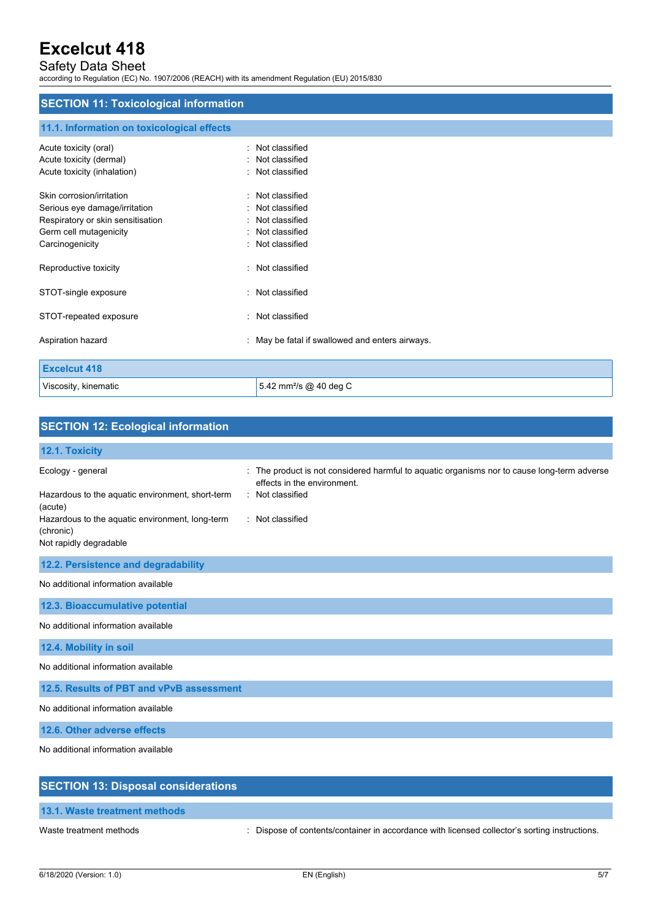## SECTION 11: Toxicological information

### 11.1. Information on toxicological effects

| | |
|---|---|
| Acute toxicity (oral) | : Not classified |
| Acute toxicity (dermal) | : Not classified |
| Acute toxicity (inhalation) | : Not classified |
| Skin corrosion/irritation | : Not classified |
| Serious eye damage/irritation | : Not classified |
| Respiratory or skin sensitisation | : Not classified |
| Germ cell mutagenicity | : Not classified |
| Carcinogenicity | : Not classified |
| Reproductive toxicity | : Not classified |
| STOT-single exposure | : Not classified |
| STOT-repeated exposure | : Not classified |
| Aspiration hazard | : May be fatal if swallowed and enters airways. |

| Excelcut 418 | |
|---|---|
| Viscosity, kinematic | 5.42 mm²/s @ 40 deg C |

## SECTION 12: Ecological information

### 12.1. Toxicity

| | |
|---|---|
| Ecology - general | : The product is not considered harmful to aquatic organisms nor to cause long-term adverse effects in the environment. |
| Hazardous to the aquatic environment, short-term (acute) | : Not classified |
| Hazardous to the aquatic environment, long-term (chronic) | : Not classified |

Not rapidly degradable

### 12.2. Persistence and degradability

No additional information available

### 12.3. Bioaccumulative potential

No additional information available

### 12.4. Mobility in soil

No additional information available

### 12.5. Results of PBT and vPvB assessment

No additional information available

### 12.6. Other adverse effects

No additional information available

## SECTION 13: Disposal considerations

### 13.1. Waste treatment methods

| | |
|---|---|
| Waste treatment methods | : Dispose of contents/container in accordance with licensed collector's sorting instructions. |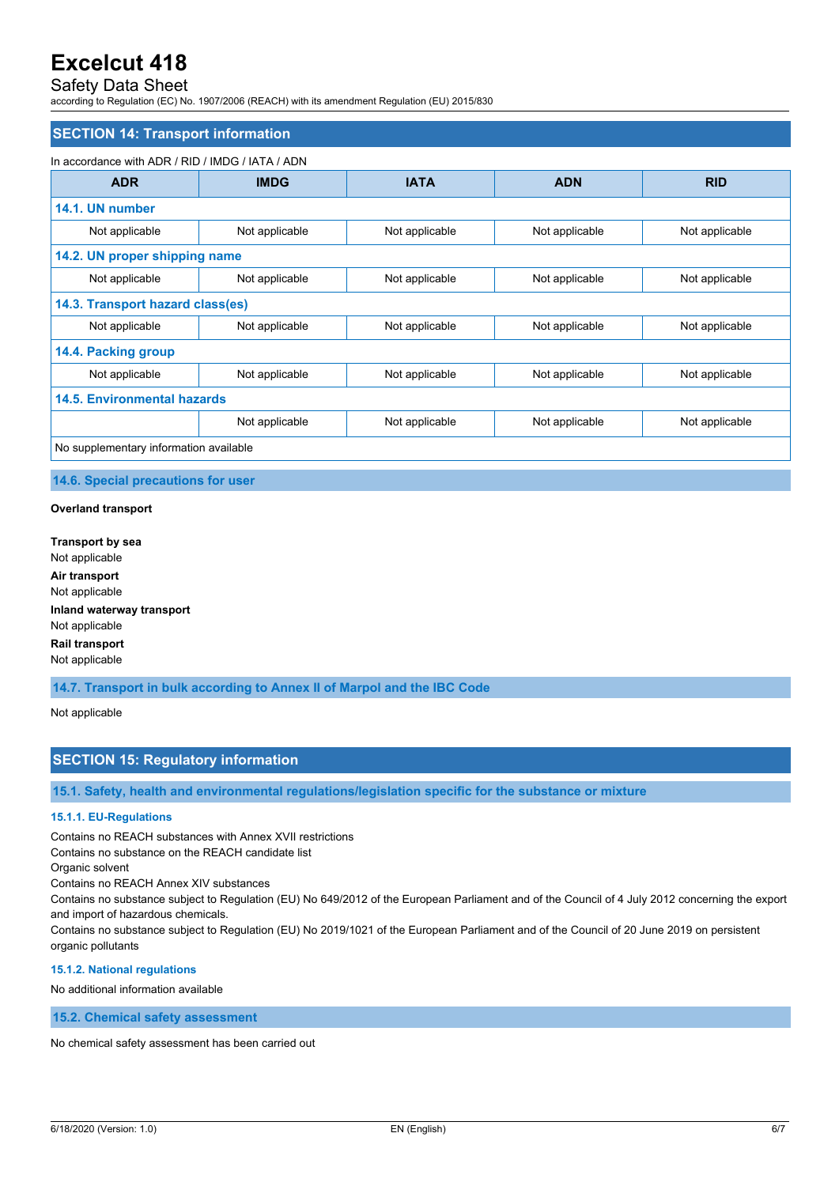## SECTION 14: Transport information

In accordance with ADR / RID / IMDG / IATA / ADN

| ADR | IMDG | IATA | ADN | RID |
|---|---|---|---|---|
| **14.1. UN number** | | | | |
| Not applicable | Not applicable | Not applicable | Not applicable | Not applicable |
| **14.2. UN proper shipping name** | | | | |
| Not applicable | Not applicable | Not applicable | Not applicable | Not applicable |
| **14.3. Transport hazard class(es)** | | | | |
| Not applicable | Not applicable | Not applicable | Not applicable | Not applicable |
| **14.4. Packing group** | | | | |
| Not applicable | Not applicable | Not applicable | Not applicable | Not applicable |
| **14.5. Environmental hazards** | | | | |
| | Not applicable | Not applicable | Not applicable | Not applicable |
| No supplementary information available | | | | |

### 14.6. Special precautions for user

**Overland transport**

**Transport by sea**
Not applicable

**Air transport**
Not applicable

**Inland waterway transport**
Not applicable

**Rail transport**
Not applicable

### 14.7. Transport in bulk according to Annex II of Marpol and the IBC Code

Not applicable

## SECTION 15: Regulatory information

### 15.1. Safety, health and environmental regulations/legislation specific for the substance or mixture

#### 15.1.1. EU-Regulations

Contains no REACH substances with Annex XVII restrictions
Contains no substance on the REACH candidate list
Organic solvent
Contains no REACH Annex XIV substances
Contains no substance subject to Regulation (EU) No 649/2012 of the European Parliament and of the Council of 4 July 2012 concerning the export and import of hazardous chemicals.
Contains no substance subject to Regulation (EU) No 2019/1021 of the European Parliament and of the Council of 20 June 2019 on persistent organic pollutants

#### 15.1.2. National regulations

No additional information available

### 15.2. Chemical safety assessment

No chemical safety assessment has been carried out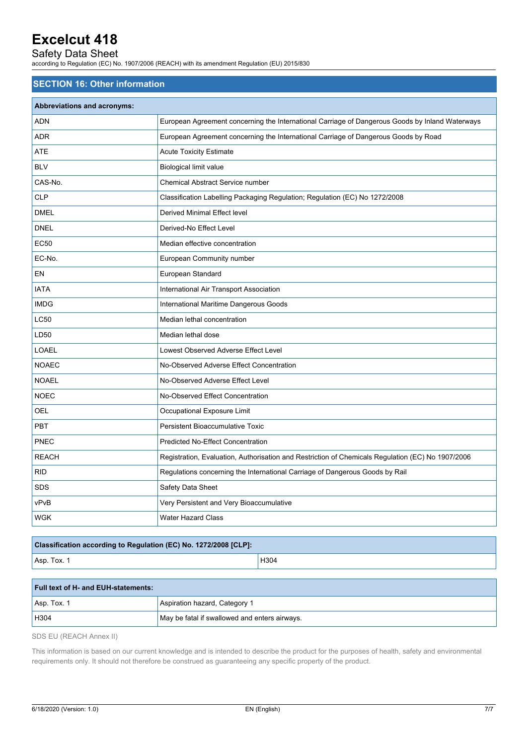## SECTION 16: Other information

| Abbreviations and acronyms: | |
|---|---|
| ADN | European Agreement concerning the International Carriage of Dangerous Goods by Inland Waterways |
| ADR | European Agreement concerning the International Carriage of Dangerous Goods by Road |
| ATE | Acute Toxicity Estimate |
| BLV | Biological limit value |
| CAS-No. | Chemical Abstract Service number |
| CLP | Classification Labelling Packaging Regulation; Regulation (EC) No 1272/2008 |
| DMEL | Derived Minimal Effect level |
| DNEL | Derived-No Effect Level |
| EC50 | Median effective concentration |
| EC-No. | European Community number |
| EN | European Standard |
| IATA | International Air Transport Association |
| IMDG | International Maritime Dangerous Goods |
| LC50 | Median lethal concentration |
| LD50 | Median lethal dose |
| LOAEL | Lowest Observed Adverse Effect Level |
| NOAEC | No-Observed Adverse Effect Concentration |
| NOAEL | No-Observed Adverse Effect Level |
| NOEC | No-Observed Effect Concentration |
| OEL | Occupational Exposure Limit |
| PBT | Persistent Bioaccumulative Toxic |
| PNEC | Predicted No-Effect Concentration |
| REACH | Registration, Evaluation, Authorisation and Restriction of Chemicals Regulation (EC) No 1907/2006 |
| RID | Regulations concerning the International Carriage of Dangerous Goods by Rail |
| SDS | Safety Data Sheet |
| vPvB | Very Persistent and Very Bioaccumulative |
| WGK | Water Hazard Class |

| Classification according to Regulation (EC) No. 1272/2008 [CLP]: | |
|---|---|
| Asp. Tox. 1 | H304 |

| Full text of H- and EUH-statements: | |
|---|---|
| Asp. Tox. 1 | Aspiration hazard, Category 1 |
| H304 | May be fatal if swallowed and enters airways. |

SDS EU (REACH Annex II)

This information is based on our current knowledge and is intended to describe the product for the purposes of health, safety and environmental requirements only. It should not therefore be construed as guaranteeing any specific property of the product.